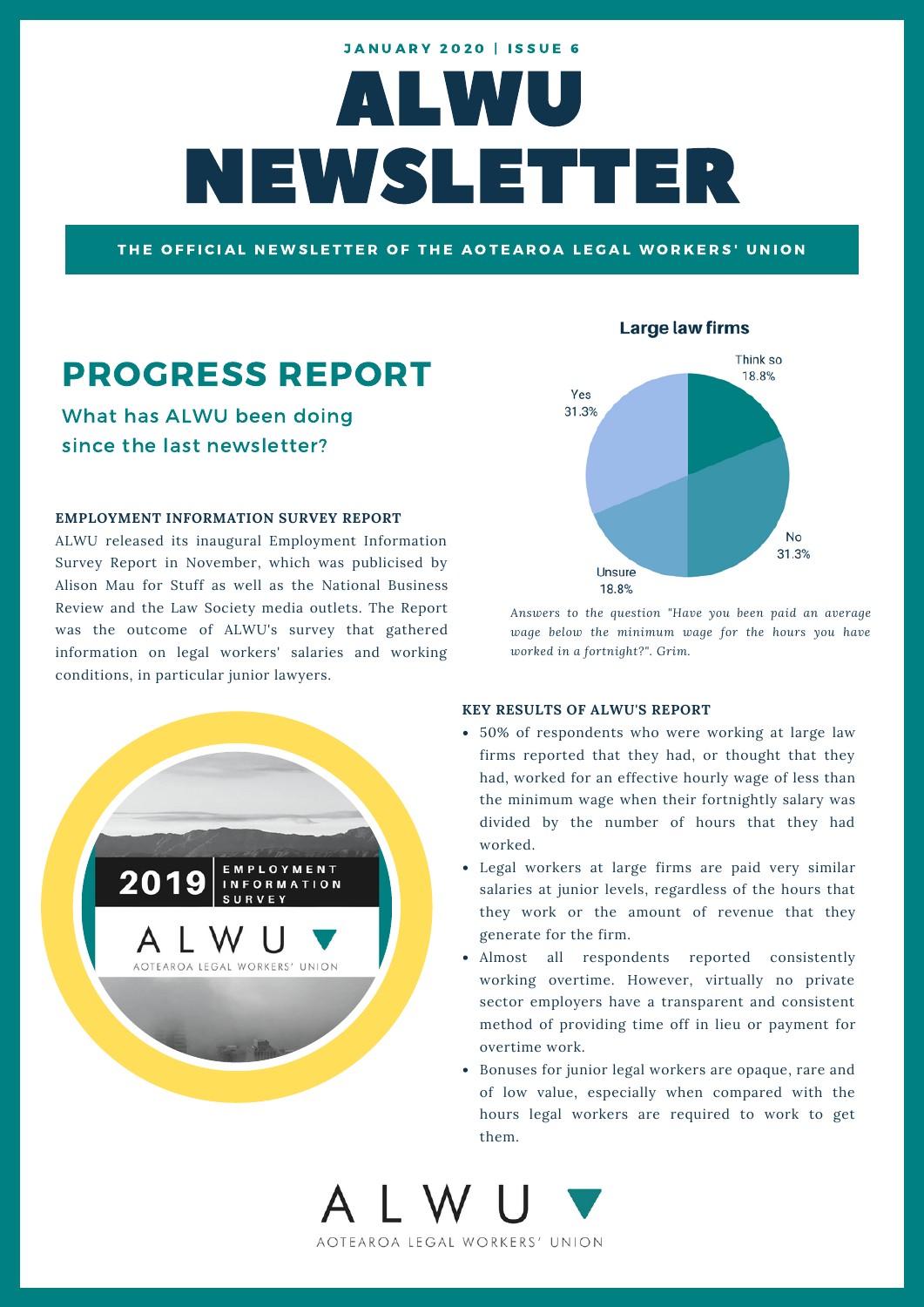JANUARY 2020 | ISSUE 6

# ALWU NEWSLETTER

THE OFFICIAL NEWSLETTER OF THE AOTEAROA LEGAL WORKERS' UNION

## PROGRESS REPORT

What has ALWU been doing since the last newsletter?

### EMPLOYMENT INFORMATION SURVEY REPORT

ALWU released its inaugural Employment Information Survey Report in November, which was publicised by Alison Mau for Stuff as well as the National Business Review and the Law Society media outlets. The Report was the outcome of ALWU's survey that gathered information on legal workers' salaries and working conditions, in particular junior lawyers.

**Large law firms**

| Answer | Percentage |
| --- | --- |
| Yes | 31.3% |
| Think so | 18.8% |
| No | 31.3% |
| Unsure | 18.8% |

*Answers to the question "Have you been paid an average wage below the minimum wage for the hours you have worked in a fortnight?". Grim.*

2019 EMPLOYMENT INFORMATION SURVEY

ALWU

AOTEAROA LEGAL WORKERS' UNION

### KEY RESULTS OF ALWU'S REPORT

- 50% of respondents who were working at large law firms reported that they had, or thought that they had, worked for an effective hourly wage of less than the minimum wage when their fortnightly salary was divided by the number of hours that they had worked.
- Legal workers at large firms are paid very similar salaries at junior levels, regardless of the hours that they work or the amount of revenue that they generate for the firm.
- Almost all respondents reported consistently working overtime. However, virtually no private sector employers have a transparent and consistent method of providing time off in lieu or payment for overtime work.
- Bonuses for junior legal workers are opaque, rare and of low value, especially when compared with the hours legal workers are required to work to get them.

ALWU

AOTEAROA LEGAL WORKERS' UNION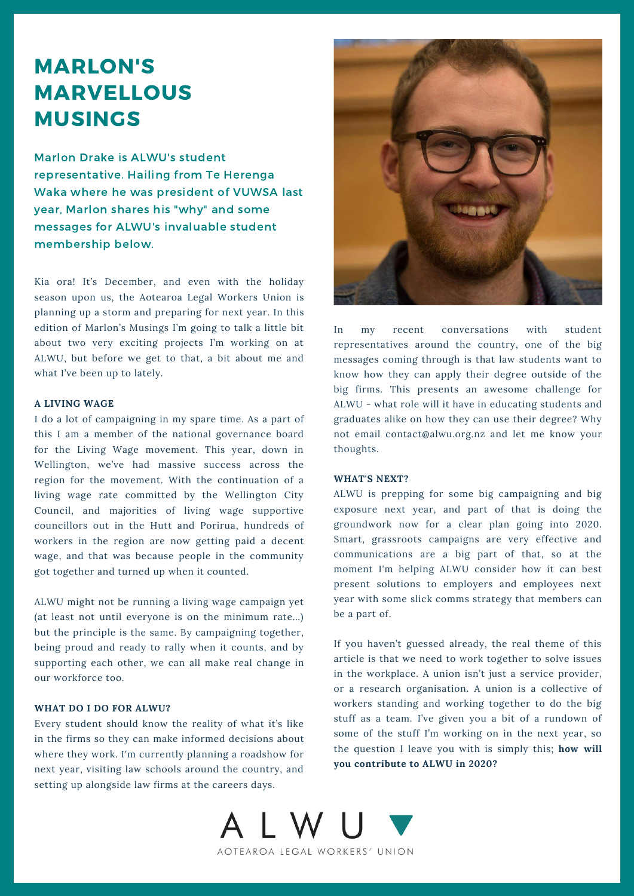# MARLON'S MARVELLOUS MUSINGS

Marlon Drake is ALWU's student representative. Hailing from Te Herenga Waka where he was president of VUWSA last year, Marlon shares his "why" and some messages for ALWU's invaluable student membership below.

Kia ora! It's December, and even with the holiday season upon us, the Aotearoa Legal Workers Union is planning up a storm and preparing for next year. In this edition of Marlon's Musings I'm going to talk a little bit about two very exciting projects I'm working on at ALWU, but before we get to that, a bit about me and what I've been up to lately.

#### A LIVING WAGE

I do a lot of campaigning in my spare time. As a part of this I am a member of the national governance board for the Living Wage movement. This year, down in Wellington, we've had massive success across the region for the movement. With the continuation of a living wage rate committed by the Wellington City Council, and majorities of living wage supportive councillors out in the Hutt and Porirua, hundreds of workers in the region are now getting paid a decent wage, and that was because people in the community got together and turned up when it counted.

ALWU might not be running a living wage campaign yet (at least not until everyone is on the minimum rate...) but the principle is the same. By campaigning together, being proud and ready to rally when it counts, and by supporting each other, we can all make real change in our workforce too.

#### WHAT DO I DO FOR ALWU?

Every student should know the reality of what it's like in the firms so they can make informed decisions about where they work. I'm currently planning a roadshow for next year, visiting law schools around the country, and setting up alongside law firms at the careers days.

In my recent conversations with student representatives around the country, one of the big messages coming through is that law students want to know how they can apply their degree outside of the big firms. This presents an awesome challenge for ALWU - what role will it have in educating students and graduates alike on how they can use their degree? Why not email contact@alwu.org.nz and let me know your thoughts.

#### WHAT'S NEXT?

ALWU is prepping for some big campaigning and big exposure next year, and part of that is doing the groundwork now for a clear plan going into 2020. Smart, grassroots campaigns are very effective and communications are a big part of that, so at the moment I'm helping ALWU consider how it can best present solutions to employers and employees next year with some slick comms strategy that members can be a part of.

If you haven't guessed already, the real theme of this article is that we need to work together to solve issues in the workplace. A union isn't just a service provider, or a research organisation. A union is a collective of workers standing and working together to do the big stuff as a team. I've given you a bit of a rundown of some of the stuff I'm working on in the next year, so the question I leave you with is simply this; **how will you contribute to ALWU in 2020?**

ALWU
AOTEAROA LEGAL WORKERS' UNION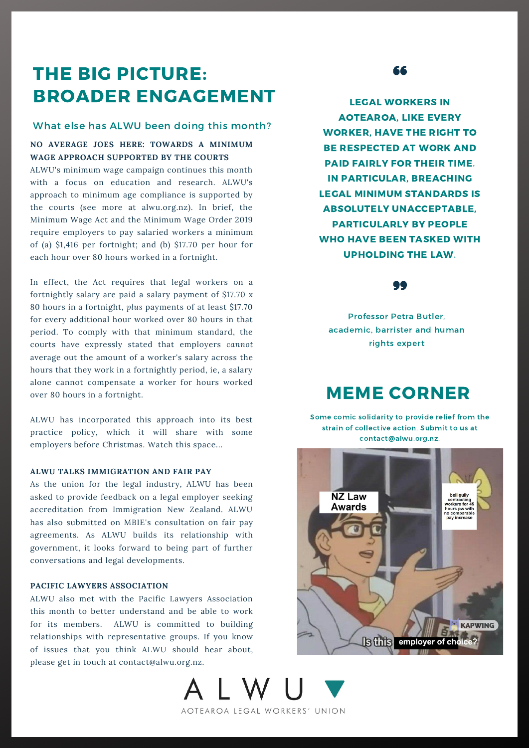# THE BIG PICTURE: BROADER ENGAGEMENT

## What else has ALWU been doing this month?

**NO AVERAGE JOES HERE: TOWARDS A MINIMUM WAGE APPROACH SUPPORTED BY THE COURTS**

ALWU's minimum wage campaign continues this month with a focus on education and research. ALWU's approach to minimum age compliance is supported by the courts (see more at alwu.org.nz). In brief, the Minimum Wage Act and the Minimum Wage Order 2019 require employers to pay salaried workers a minimum of (a) $1,416 per fortnight; and (b) $17.70 per hour for each hour over 80 hours worked in a fortnight.

In effect, the Act requires that legal workers on a fortnightly salary are paid a salary payment of $17.70 x 80 hours in a fortnight, *plus* payments of at least $17.70 for every additional hour worked over 80 hours in that period. To comply with that minimum standard, the courts have expressly stated that employers *cannot* average out the amount of a worker's salary across the hours that they work in a fortnightly period, ie, a salary alone cannot compensate a worker for hours worked over 80 hours in a fortnight.

ALWU has incorporated this approach into its best practice policy, which it will share with some employers before Christmas. Watch this space...

**ALWU TALKS IMMIGRATION AND FAIR PAY**

As the union for the legal industry, ALWU has been asked to provide feedback on a legal employer seeking accreditation from Immigration New Zealand. ALWU has also submitted on MBIE's consultation on fair pay agreements. As ALWU builds its relationship with government, it looks forward to being part of further conversations and legal developments.

**PACIFIC LAWYERS ASSOCIATION**

ALWU also met with the Pacific Lawyers Association this month to better understand and be able to work for its members. ALWU is committed to building relationships with representative groups. If you know of issues that you think ALWU should hear about, please get in touch at contact@alwu.org.nz.

> **"LEGAL WORKERS IN AOTEAROA, LIKE EVERY WORKER, HAVE THE RIGHT TO BE RESPECTED AT WORK AND PAID FAIRLY FOR THEIR TIME. IN PARTICULAR, BREACHING LEGAL MINIMUM STANDARDS IS ABSOLUTELY UNACCEPTABLE, PARTICULARLY BY PEOPLE WHO HAVE BEEN TASKED WITH UPHOLDING THE LAW."**
>
> Professor Petra Butler, academic, barrister and human rights expert

# MEME CORNER

Some comic solidarity to provide relief from the strain of collective action. Submit to us at contact@alwu.org.nz.

NZ Law Awards

bell gully contracting workers for 45 hours pw with no comparable pay increase

Is this employer of choice?

ALWU

AOTEAROA LEGAL WORKERS' UNION